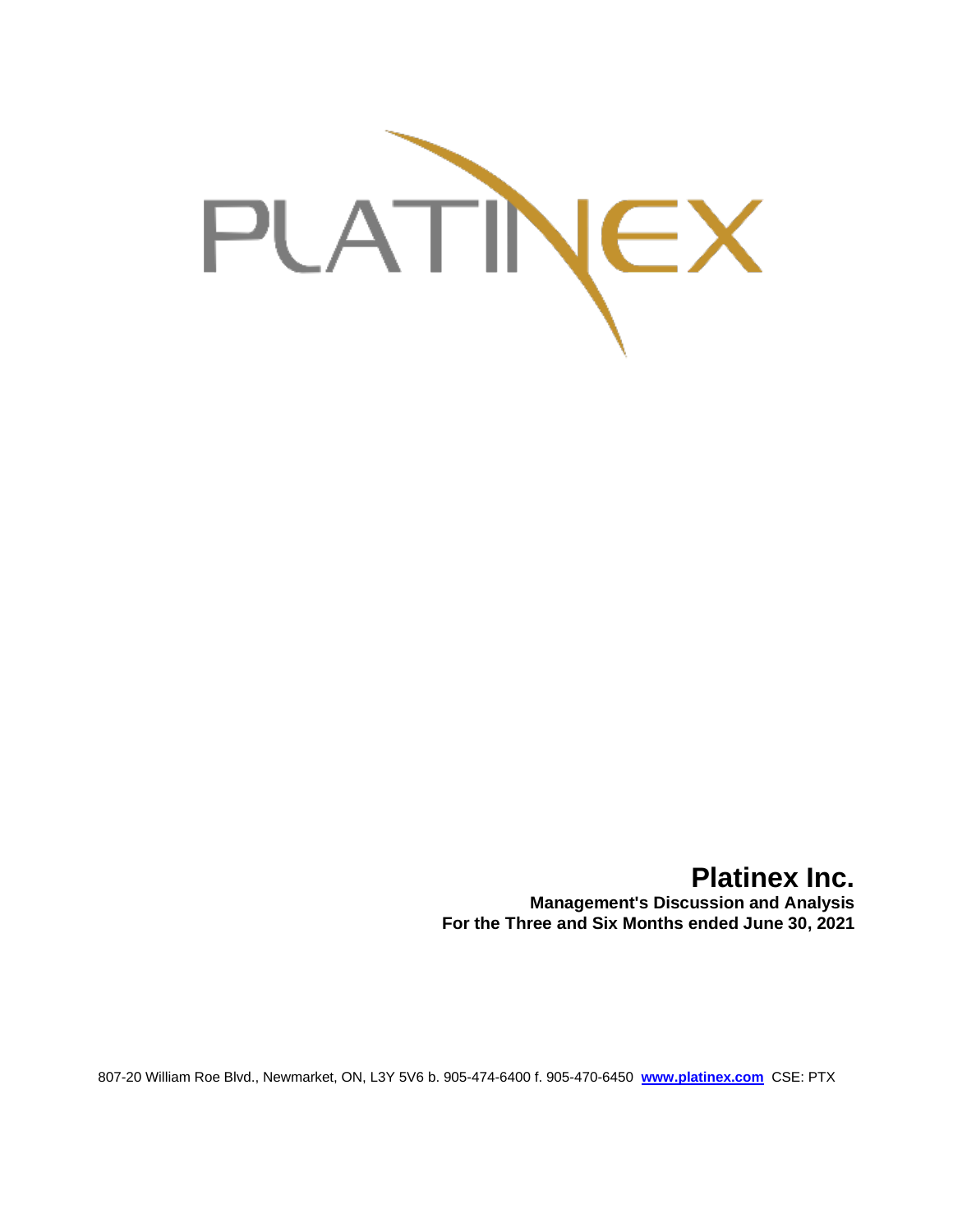PLATINEX

# Platinex Inc.

**Management's Discussion and Analysis**
**For the Three and Six Months ended June 30, 2021**

807-20 William Roe Blvd., Newmarket, ON, L3Y 5V6 b. 905-474-6400 f. 905-470-6450 **www.platinex.com** CSE: PTX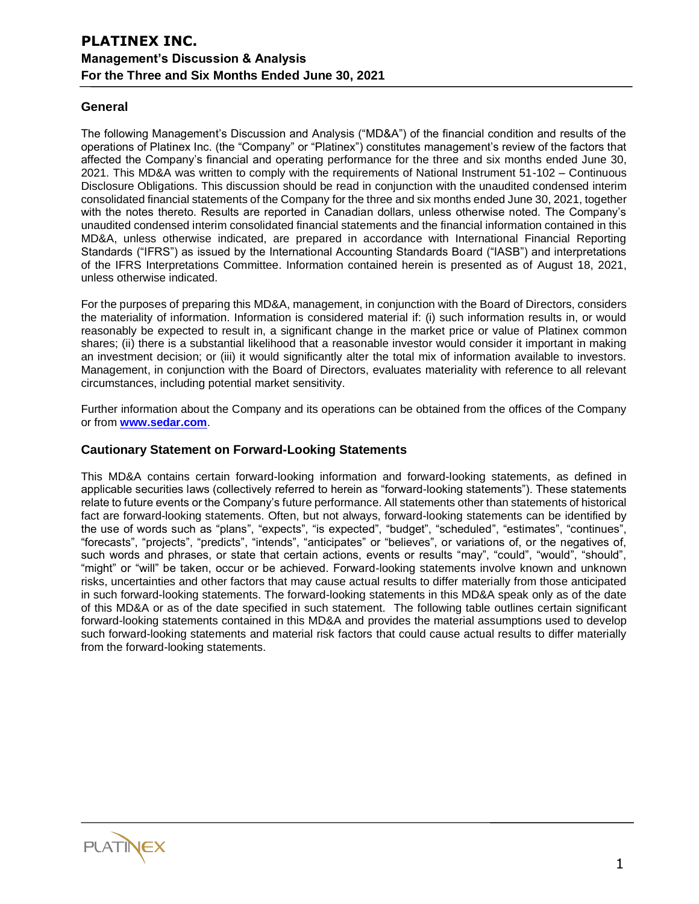## General

The following Management's Discussion and Analysis ("MD&A") of the financial condition and results of the operations of Platinex Inc. (the "Company" or "Platinex") constitutes management's review of the factors that affected the Company's financial and operating performance for the three and six months ended June 30, 2021. This MD&A was written to comply with the requirements of National Instrument 51-102 – Continuous Disclosure Obligations. This discussion should be read in conjunction with the unaudited condensed interim consolidated financial statements of the Company for the three and six months ended June 30, 2021, together with the notes thereto. Results are reported in Canadian dollars, unless otherwise noted. The Company's unaudited condensed interim consolidated financial statements and the financial information contained in this MD&A, unless otherwise indicated, are prepared in accordance with International Financial Reporting Standards ("IFRS") as issued by the International Accounting Standards Board ("IASB") and interpretations of the IFRS Interpretations Committee. Information contained herein is presented as of August 18, 2021, unless otherwise indicated.

For the purposes of preparing this MD&A, management, in conjunction with the Board of Directors, considers the materiality of information. Information is considered material if: (i) such information results in, or would reasonably be expected to result in, a significant change in the market price or value of Platinex common shares; (ii) there is a substantial likelihood that a reasonable investor would consider it important in making an investment decision; or (iii) it would significantly alter the total mix of information available to investors. Management, in conjunction with the Board of Directors, evaluates materiality with reference to all relevant circumstances, including potential market sensitivity.

Further information about the Company and its operations can be obtained from the offices of the Company or from **www.sedar.com**.

## Cautionary Statement on Forward-Looking Statements

This MD&A contains certain forward-looking information and forward-looking statements, as defined in applicable securities laws (collectively referred to herein as "forward-looking statements"). These statements relate to future events or the Company's future performance. All statements other than statements of historical fact are forward-looking statements. Often, but not always, forward-looking statements can be identified by the use of words such as "plans", "expects", "is expected", "budget", "scheduled", "estimates", "continues", "forecasts", "projects", "predicts", "intends", "anticipates" or "believes", or variations of, or the negatives of, such words and phrases, or state that certain actions, events or results "may", "could", "would", "should", "might" or "will" be taken, occur or be achieved. Forward-looking statements involve known and unknown risks, uncertainties and other factors that may cause actual results to differ materially from those anticipated in such forward-looking statements. The forward-looking statements in this MD&A speak only as of the date of this MD&A or as of the date specified in such statement. The following table outlines certain significant forward-looking statements contained in this MD&A and provides the material assumptions used to develop such forward-looking statements and material risk factors that could cause actual results to differ materially from the forward-looking statements.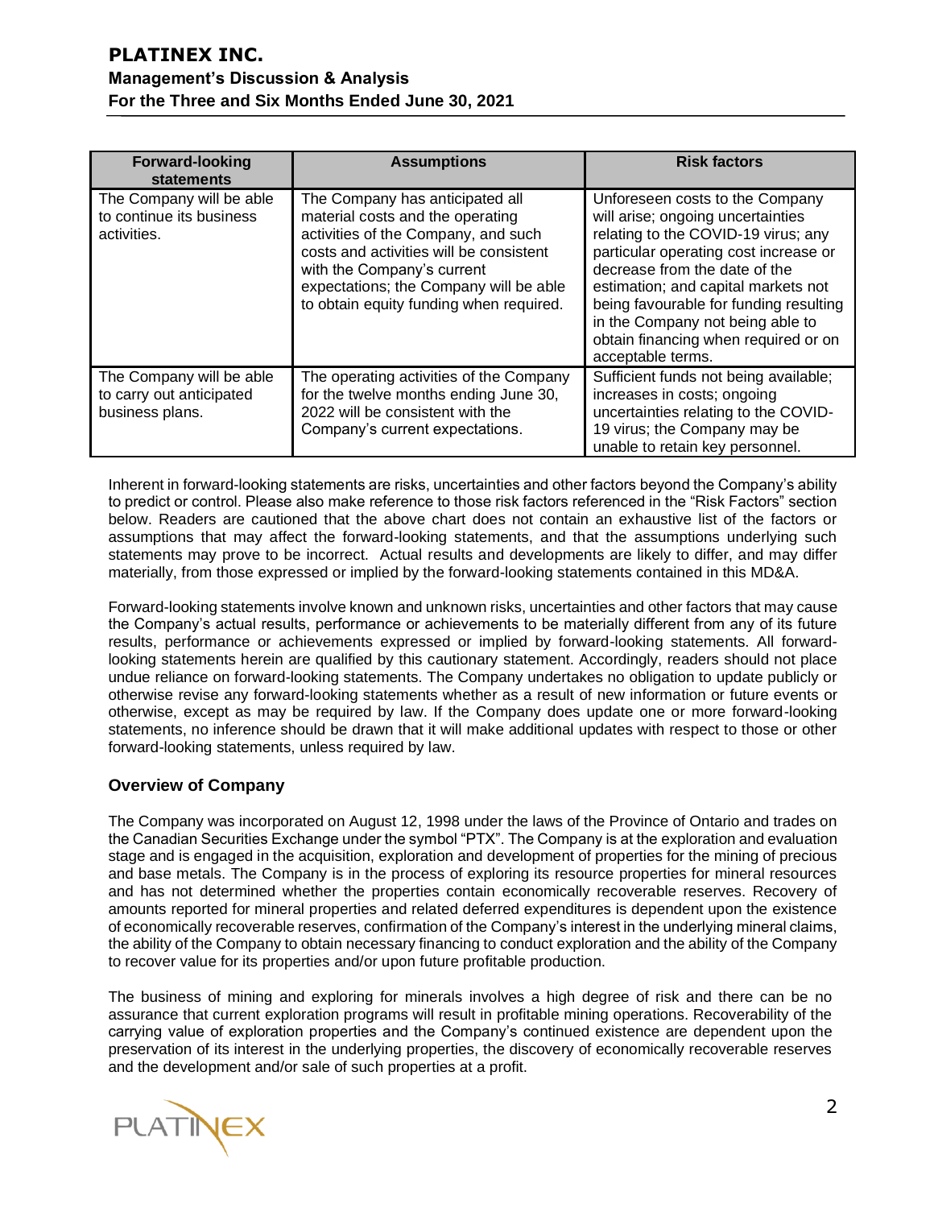| Forward-looking statements | Assumptions | Risk factors |
|---|---|---|
| The Company will be able to continue its business activities. | The Company has anticipated all material costs and the operating activities of the Company, and such costs and activities will be consistent with the Company's current expectations; the Company will be able to obtain equity funding when required. | Unforeseen costs to the Company will arise; ongoing uncertainties relating to the COVID-19 virus; any particular operating cost increase or decrease from the date of the estimation; and capital markets not being favourable for funding resulting in the Company not being able to obtain financing when required or on acceptable terms. |
| The Company will be able to carry out anticipated business plans. | The operating activities of the Company for the twelve months ending June 30, 2022 will be consistent with the Company's current expectations. | Sufficient funds not being available; increases in costs; ongoing uncertainties relating to the COVID-19 virus; the Company may be unable to retain key personnel. |

Inherent in forward-looking statements are risks, uncertainties and other factors beyond the Company's ability to predict or control. Please also make reference to those risk factors referenced in the "Risk Factors" section below. Readers are cautioned that the above chart does not contain an exhaustive list of the factors or assumptions that may affect the forward-looking statements, and that the assumptions underlying such statements may prove to be incorrect. Actual results and developments are likely to differ, and may differ materially, from those expressed or implied by the forward-looking statements contained in this MD&A.

Forward-looking statements involve known and unknown risks, uncertainties and other factors that may cause the Company's actual results, performance or achievements to be materially different from any of its future results, performance or achievements expressed or implied by forward-looking statements. All forward-looking statements herein are qualified by this cautionary statement. Accordingly, readers should not place undue reliance on forward-looking statements. The Company undertakes no obligation to update publicly or otherwise revise any forward-looking statements whether as a result of new information or future events or otherwise, except as may be required by law. If the Company does update one or more forward-looking statements, no inference should be drawn that it will make additional updates with respect to those or other forward-looking statements, unless required by law.

## Overview of Company

The Company was incorporated on August 12, 1998 under the laws of the Province of Ontario and trades on the Canadian Securities Exchange under the symbol "PTX". The Company is at the exploration and evaluation stage and is engaged in the acquisition, exploration and development of properties for the mining of precious and base metals. The Company is in the process of exploring its resource properties for mineral resources and has not determined whether the properties contain economically recoverable reserves. Recovery of amounts reported for mineral properties and related deferred expenditures is dependent upon the existence of economically recoverable reserves, confirmation of the Company's interest in the underlying mineral claims, the ability of the Company to obtain necessary financing to conduct exploration and the ability of the Company to recover value for its properties and/or upon future profitable production.

The business of mining and exploring for minerals involves a high degree of risk and there can be no assurance that current exploration programs will result in profitable mining operations. Recoverability of the carrying value of exploration properties and the Company's continued existence are dependent upon the preservation of its interest in the underlying properties, the discovery of economically recoverable reserves and the development and/or sale of such properties at a profit.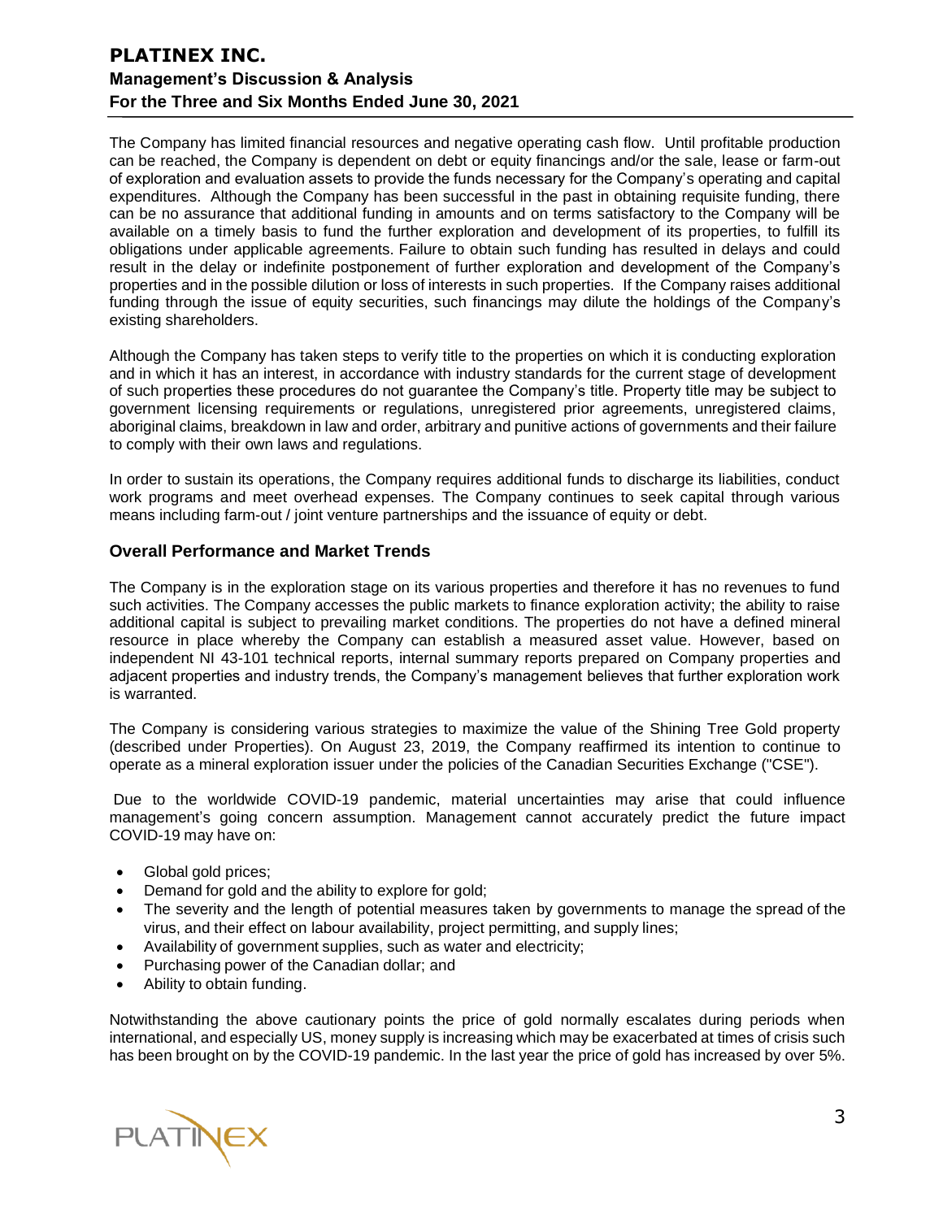The Company has limited financial resources and negative operating cash flow. Until profitable production can be reached, the Company is dependent on debt or equity financings and/or the sale, lease or farm-out of exploration and evaluation assets to provide the funds necessary for the Company's operating and capital expenditures. Although the Company has been successful in the past in obtaining requisite funding, there can be no assurance that additional funding in amounts and on terms satisfactory to the Company will be available on a timely basis to fund the further exploration and development of its properties, to fulfill its obligations under applicable agreements. Failure to obtain such funding has resulted in delays and could result in the delay or indefinite postponement of further exploration and development of the Company's properties and in the possible dilution or loss of interests in such properties. If the Company raises additional funding through the issue of equity securities, such financings may dilute the holdings of the Company's existing shareholders.

Although the Company has taken steps to verify title to the properties on which it is conducting exploration and in which it has an interest, in accordance with industry standards for the current stage of development of such properties these procedures do not guarantee the Company's title. Property title may be subject to government licensing requirements or regulations, unregistered prior agreements, unregistered claims, aboriginal claims, breakdown in law and order, arbitrary and punitive actions of governments and their failure to comply with their own laws and regulations.

In order to sustain its operations, the Company requires additional funds to discharge its liabilities, conduct work programs and meet overhead expenses. The Company continues to seek capital through various means including farm-out / joint venture partnerships and the issuance of equity or debt.

## Overall Performance and Market Trends

The Company is in the exploration stage on its various properties and therefore it has no revenues to fund such activities. The Company accesses the public markets to finance exploration activity; the ability to raise additional capital is subject to prevailing market conditions. The properties do not have a defined mineral resource in place whereby the Company can establish a measured asset value. However, based on independent NI 43-101 technical reports, internal summary reports prepared on Company properties and adjacent properties and industry trends, the Company's management believes that further exploration work is warranted.

The Company is considering various strategies to maximize the value of the Shining Tree Gold property (described under Properties). On August 23, 2019, the Company reaffirmed its intention to continue to operate as a mineral exploration issuer under the policies of the Canadian Securities Exchange ("CSE").

Due to the worldwide COVID-19 pandemic, material uncertainties may arise that could influence management's going concern assumption. Management cannot accurately predict the future impact COVID-19 may have on:

- Global gold prices;
- Demand for gold and the ability to explore for gold;
- The severity and the length of potential measures taken by governments to manage the spread of the virus, and their effect on labour availability, project permitting, and supply lines;
- Availability of government supplies, such as water and electricity;
- Purchasing power of the Canadian dollar; and
- Ability to obtain funding.

Notwithstanding the above cautionary points the price of gold normally escalates during periods when international, and especially US, money supply is increasing which may be exacerbated at times of crisis such has been brought on by the COVID-19 pandemic. In the last year the price of gold has increased by over 5%.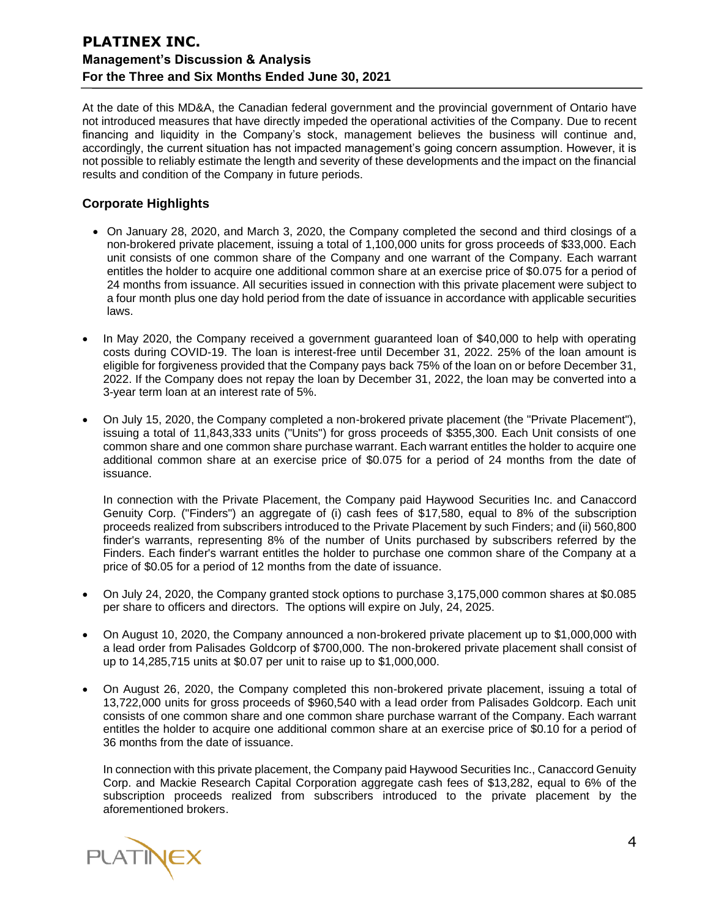At the date of this MD&A, the Canadian federal government and the provincial government of Ontario have not introduced measures that have directly impeded the operational activities of the Company. Due to recent financing and liquidity in the Company's stock, management believes the business will continue and, accordingly, the current situation has not impacted management's going concern assumption. However, it is not possible to reliably estimate the length and severity of these developments and the impact on the financial results and condition of the Company in future periods.

## Corporate Highlights

- On January 28, 2020, and March 3, 2020, the Company completed the second and third closings of a non-brokered private placement, issuing a total of 1,100,000 units for gross proceeds of $33,000. Each unit consists of one common share of the Company and one warrant of the Company. Each warrant entitles the holder to acquire one additional common share at an exercise price of $0.075 for a period of 24 months from issuance. All securities issued in connection with this private placement were subject to a four month plus one day hold period from the date of issuance in accordance with applicable securities laws.

- In May 2020, the Company received a government guaranteed loan of $40,000 to help with operating costs during COVID-19. The loan is interest-free until December 31, 2022. 25% of the loan amount is eligible for forgiveness provided that the Company pays back 75% of the loan on or before December 31, 2022. If the Company does not repay the loan by December 31, 2022, the loan may be converted into a 3-year term loan at an interest rate of 5%.

- On July 15, 2020, the Company completed a non-brokered private placement (the "Private Placement"), issuing a total of 11,843,333 units ("Units") for gross proceeds of $355,300. Each Unit consists of one common share and one common share purchase warrant. Each warrant entitles the holder to acquire one additional common share at an exercise price of $0.075 for a period of 24 months from the date of issuance.

  In connection with the Private Placement, the Company paid Haywood Securities Inc. and Canaccord Genuity Corp. ("Finders") an aggregate of (i) cash fees of $17,580, equal to 8% of the subscription proceeds realized from subscribers introduced to the Private Placement by such Finders; and (ii) 560,800 finder's warrants, representing 8% of the number of Units purchased by subscribers referred by the Finders. Each finder's warrant entitles the holder to purchase one common share of the Company at a price of $0.05 for a period of 12 months from the date of issuance.

- On July 24, 2020, the Company granted stock options to purchase 3,175,000 common shares at $0.085 per share to officers and directors. The options will expire on July, 24, 2025.

- On August 10, 2020, the Company announced a non-brokered private placement up to $1,000,000 with a lead order from Palisades Goldcorp of $700,000. The non-brokered private placement shall consist of up to 14,285,715 units at $0.07 per unit to raise up to $1,000,000.

- On August 26, 2020, the Company completed this non-brokered private placement, issuing a total of 13,722,000 units for gross proceeds of $960,540 with a lead order from Palisades Goldcorp. Each unit consists of one common share and one common share purchase warrant of the Company. Each warrant entitles the holder to acquire one additional common share at an exercise price of $0.10 for a period of 36 months from the date of issuance.

  In connection with this private placement, the Company paid Haywood Securities Inc., Canaccord Genuity Corp. and Mackie Research Capital Corporation aggregate cash fees of $13,282, equal to 6% of the subscription proceeds realized from subscribers introduced to the private placement by the aforementioned brokers.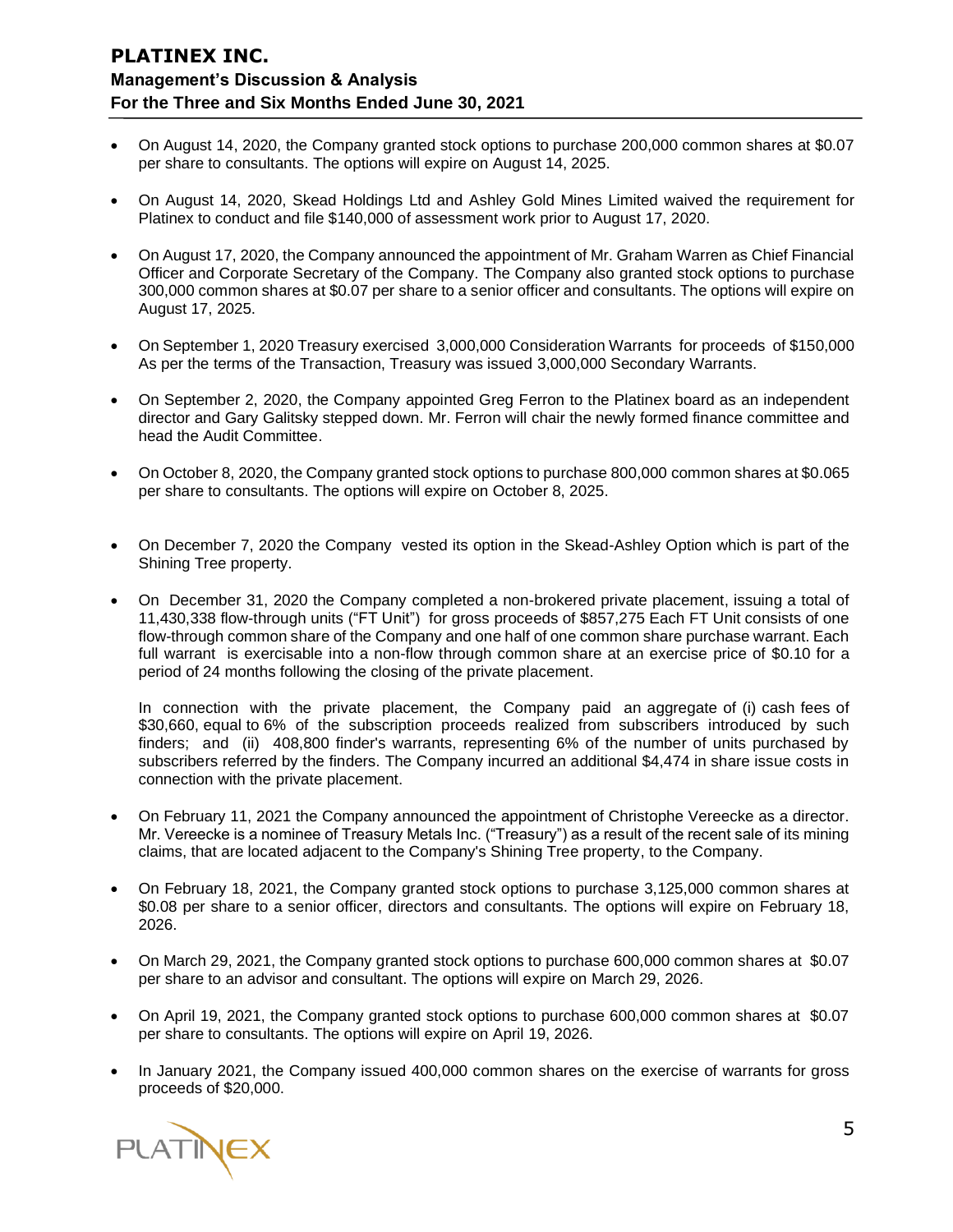- On August 14, 2020, the Company granted stock options to purchase 200,000 common shares at $0.07 per share to consultants. The options will expire on August 14, 2025.

- On August 14, 2020, Skead Holdings Ltd and Ashley Gold Mines Limited waived the requirement for Platinex to conduct and file $140,000 of assessment work prior to August 17, 2020.

- On August 17, 2020, the Company announced the appointment of Mr. Graham Warren as Chief Financial Officer and Corporate Secretary of the Company. The Company also granted stock options to purchase 300,000 common shares at $0.07 per share to a senior officer and consultants. The options will expire on August 17, 2025.

- On September 1, 2020 Treasury exercised 3,000,000 Consideration Warrants for proceeds of $150,000 As per the terms of the Transaction, Treasury was issued 3,000,000 Secondary Warrants.

- On September 2, 2020, the Company appointed Greg Ferron to the Platinex board as an independent director and Gary Galitsky stepped down. Mr. Ferron will chair the newly formed finance committee and head the Audit Committee.

- On October 8, 2020, the Company granted stock options to purchase 800,000 common shares at $0.065 per share to consultants. The options will expire on October 8, 2025.

- On December 7, 2020 the Company vested its option in the Skead-Ashley Option which is part of the Shining Tree property.

- On December 31, 2020 the Company completed a non-brokered private placement, issuing a total of 11,430,338 flow-through units ("FT Unit") for gross proceeds of $857,275 Each FT Unit consists of one flow-through common share of the Company and one half of one common share purchase warrant. Each full warrant is exercisable into a non-flow through common share at an exercise price of $0.10 for a period of 24 months following the closing of the private placement.

  In connection with the private placement, the Company paid an aggregate of (i) cash fees of $30,660, equal to 6% of the subscription proceeds realized from subscribers introduced by such finders; and (ii) 408,800 finder's warrants, representing 6% of the number of units purchased by subscribers referred by the finders. The Company incurred an additional $4,474 in share issue costs in connection with the private placement.

- On February 11, 2021 the Company announced the appointment of Christophe Vereecke as a director. Mr. Vereecke is a nominee of Treasury Metals Inc. ("Treasury") as a result of the recent sale of its mining claims, that are located adjacent to the Company's Shining Tree property, to the Company.

- On February 18, 2021, the Company granted stock options to purchase 3,125,000 common shares at $0.08 per share to a senior officer, directors and consultants. The options will expire on February 18, 2026.

- On March 29, 2021, the Company granted stock options to purchase 600,000 common shares at $0.07 per share to an advisor and consultant. The options will expire on March 29, 2026.

- On April 19, 2021, the Company granted stock options to purchase 600,000 common shares at $0.07 per share to consultants. The options will expire on April 19, 2026.

- In January 2021, the Company issued 400,000 common shares on the exercise of warrants for gross proceeds of $20,000.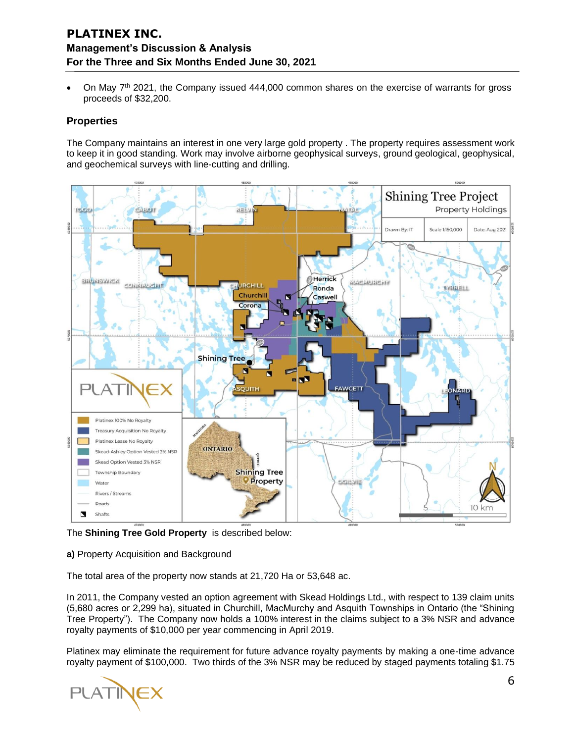- On May 7th 2021, the Company issued 444,000 common shares on the exercise of warrants for gross proceeds of $32,200.

### Properties

The Company maintains an interest in one very large gold property . The property requires assessment work to keep it in good standing. Work may involve airborne geophysical surveys, ground geological, geophysical, and geochemical surveys with line-cutting and drilling.

The **Shining Tree Gold Property** is described below:

**a)** Property Acquisition and Background

The total area of the property now stands at 21,720 Ha or 53,648 ac.

In 2011, the Company vested an option agreement with Skead Holdings Ltd., with respect to 139 claim units (5,680 acres or 2,299 ha), situated in Churchill, MacMurchy and Asquith Townships in Ontario (the "Shining Tree Property"). The Company now holds a 100% interest in the claims subject to a 3% NSR and advance royalty payments of $10,000 per year commencing in April 2019.

Platinex may eliminate the requirement for future advance royalty payments by making a one-time advance royalty payment of $100,000. Two thirds of the 3% NSR may be reduced by staged payments totaling $1.75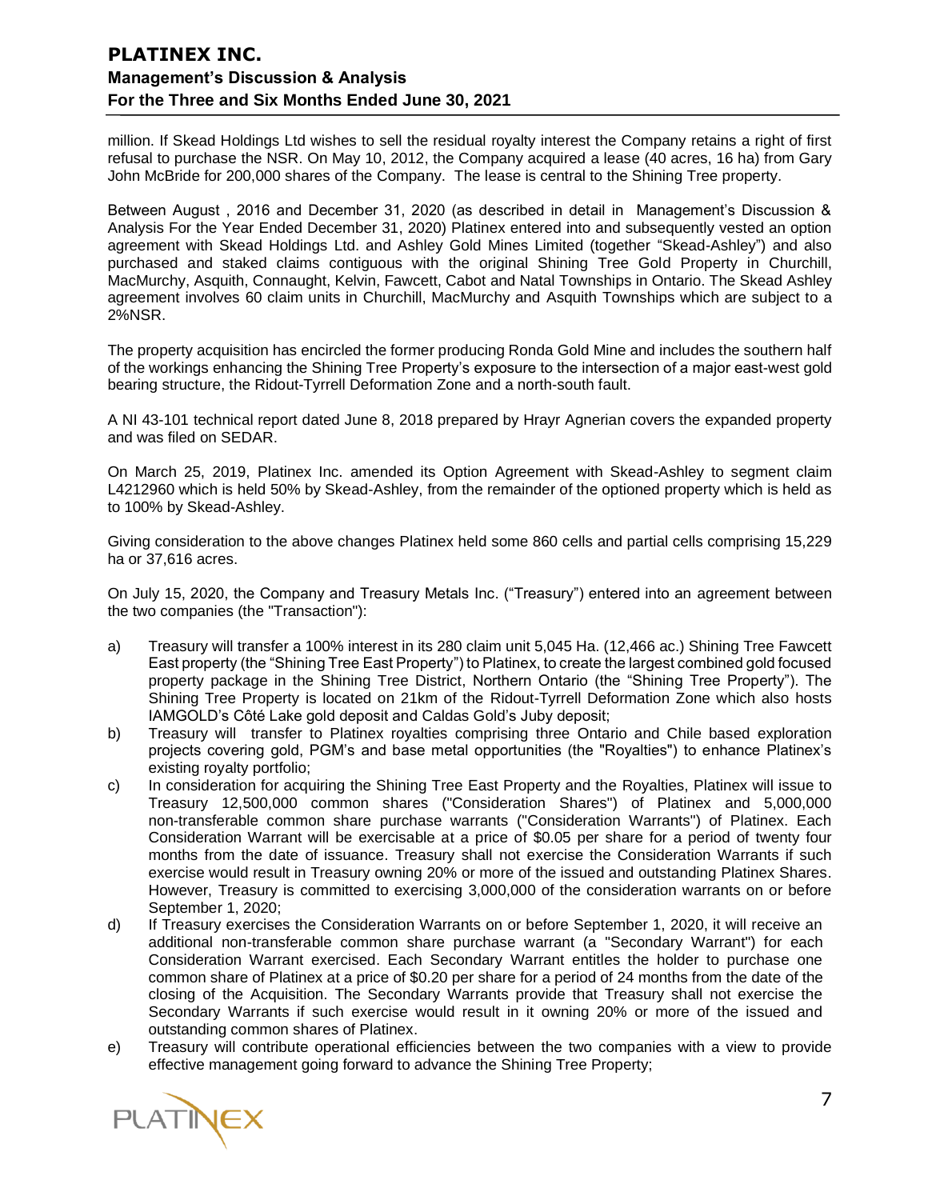million. If Skead Holdings Ltd wishes to sell the residual royalty interest the Company retains a right of first refusal to purchase the NSR. On May 10, 2012, the Company acquired a lease (40 acres, 16 ha) from Gary John McBride for 200,000 shares of the Company. The lease is central to the Shining Tree property.

Between August , 2016 and December 31, 2020 (as described in detail in Management's Discussion & Analysis For the Year Ended December 31, 2020) Platinex entered into and subsequently vested an option agreement with Skead Holdings Ltd. and Ashley Gold Mines Limited (together "Skead-Ashley") and also purchased and staked claims contiguous with the original Shining Tree Gold Property in Churchill, MacMurchy, Asquith, Connaught, Kelvin, Fawcett, Cabot and Natal Townships in Ontario. The Skead Ashley agreement involves 60 claim units in Churchill, MacMurchy and Asquith Townships which are subject to a 2%NSR.

The property acquisition has encircled the former producing Ronda Gold Mine and includes the southern half of the workings enhancing the Shining Tree Property's exposure to the intersection of a major east-west gold bearing structure, the Ridout-Tyrrell Deformation Zone and a north-south fault.

A NI 43-101 technical report dated June 8, 2018 prepared by Hrayr Agnerian covers the expanded property and was filed on SEDAR.

On March 25, 2019, Platinex Inc. amended its Option Agreement with Skead-Ashley to segment claim L4212960 which is held 50% by Skead-Ashley, from the remainder of the optioned property which is held as to 100% by Skead-Ashley.

Giving consideration to the above changes Platinex held some 860 cells and partial cells comprising 15,229 ha or 37,616 acres.

On July 15, 2020, the Company and Treasury Metals Inc. ("Treasury") entered into an agreement between the two companies (the "Transaction"):

a) Treasury will transfer a 100% interest in its 280 claim unit 5,045 Ha. (12,466 ac.) Shining Tree Fawcett East property (the "Shining Tree East Property") to Platinex, to create the largest combined gold focused property package in the Shining Tree District, Northern Ontario (the "Shining Tree Property"). The Shining Tree Property is located on 21km of the Ridout-Tyrrell Deformation Zone which also hosts IAMGOLD's Côté Lake gold deposit and Caldas Gold's Juby deposit;
b) Treasury will transfer to Platinex royalties comprising three Ontario and Chile based exploration projects covering gold, PGM's and base metal opportunities (the "Royalties") to enhance Platinex's existing royalty portfolio;
c) In consideration for acquiring the Shining Tree East Property and the Royalties, Platinex will issue to Treasury 12,500,000 common shares ("Consideration Shares") of Platinex and 5,000,000 non-transferable common share purchase warrants ("Consideration Warrants") of Platinex. Each Consideration Warrant will be exercisable at a price of $0.05 per share for a period of twenty four months from the date of issuance. Treasury shall not exercise the Consideration Warrants if such exercise would result in Treasury owning 20% or more of the issued and outstanding Platinex Shares. However, Treasury is committed to exercising 3,000,000 of the consideration warrants on or before September 1, 2020;
d) If Treasury exercises the Consideration Warrants on or before September 1, 2020, it will receive an additional non-transferable common share purchase warrant (a "Secondary Warrant") for each Consideration Warrant exercised. Each Secondary Warrant entitles the holder to purchase one common share of Platinex at a price of $0.20 per share for a period of 24 months from the date of the closing of the Acquisition. The Secondary Warrants provide that Treasury shall not exercise the Secondary Warrants if such exercise would result in it owning 20% or more of the issued and outstanding common shares of Platinex.
e) Treasury will contribute operational efficiencies between the two companies with a view to provide effective management going forward to advance the Shining Tree Property;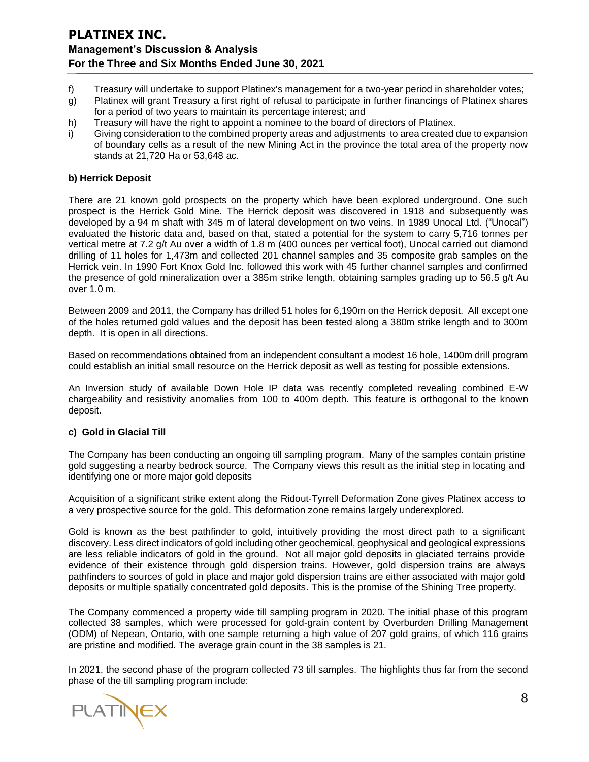f) Treasury will undertake to support Platinex's management for a two-year period in shareholder votes;
g) Platinex will grant Treasury a first right of refusal to participate in further financings of Platinex shares for a period of two years to maintain its percentage interest; and
h) Treasury will have the right to appoint a nominee to the board of directors of Platinex.
i) Giving consideration to the combined property areas and adjustments to area created due to expansion of boundary cells as a result of the new Mining Act in the province the total area of the property now stands at 21,720 Ha or 53,648 ac.

#### b) Herrick Deposit

There are 21 known gold prospects on the property which have been explored underground. One such prospect is the Herrick Gold Mine. The Herrick deposit was discovered in 1918 and subsequently was developed by a 94 m shaft with 345 m of lateral development on two veins. In 1989 Unocal Ltd. ("Unocal") evaluated the historic data and, based on that, stated a potential for the system to carry 5,716 tonnes per vertical metre at 7.2 g/t Au over a width of 1.8 m (400 ounces per vertical foot), Unocal carried out diamond drilling of 11 holes for 1,473m and collected 201 channel samples and 35 composite grab samples on the Herrick vein. In 1990 Fort Knox Gold Inc. followed this work with 45 further channel samples and confirmed the presence of gold mineralization over a 385m strike length, obtaining samples grading up to 56.5 g/t Au over 1.0 m.

Between 2009 and 2011, the Company has drilled 51 holes for 6,190m on the Herrick deposit. All except one of the holes returned gold values and the deposit has been tested along a 380m strike length and to 300m depth. It is open in all directions.

Based on recommendations obtained from an independent consultant a modest 16 hole, 1400m drill program could establish an initial small resource on the Herrick deposit as well as testing for possible extensions.

An Inversion study of available Down Hole IP data was recently completed revealing combined E-W chargeability and resistivity anomalies from 100 to 400m depth. This feature is orthogonal to the known deposit.

#### c) Gold in Glacial Till

The Company has been conducting an ongoing till sampling program. Many of the samples contain pristine gold suggesting a nearby bedrock source. The Company views this result as the initial step in locating and identifying one or more major gold deposits

Acquisition of a significant strike extent along the Ridout-Tyrrell Deformation Zone gives Platinex access to a very prospective source for the gold. This deformation zone remains largely underexplored.

Gold is known as the best pathfinder to gold, intuitively providing the most direct path to a significant discovery. Less direct indicators of gold including other geochemical, geophysical and geological expressions are less reliable indicators of gold in the ground. Not all major gold deposits in glaciated terrains provide evidence of their existence through gold dispersion trains. However, gold dispersion trains are always pathfinders to sources of gold in place and major gold dispersion trains are either associated with major gold deposits or multiple spatially concentrated gold deposits. This is the promise of the Shining Tree property.

The Company commenced a property wide till sampling program in 2020. The initial phase of this program collected 38 samples, which were processed for gold-grain content by Overburden Drilling Management (ODM) of Nepean, Ontario, with one sample returning a high value of 207 gold grains, of which 116 grains are pristine and modified. The average grain count in the 38 samples is 21.

In 2021, the second phase of the program collected 73 till samples. The highlights thus far from the second phase of the till sampling program include: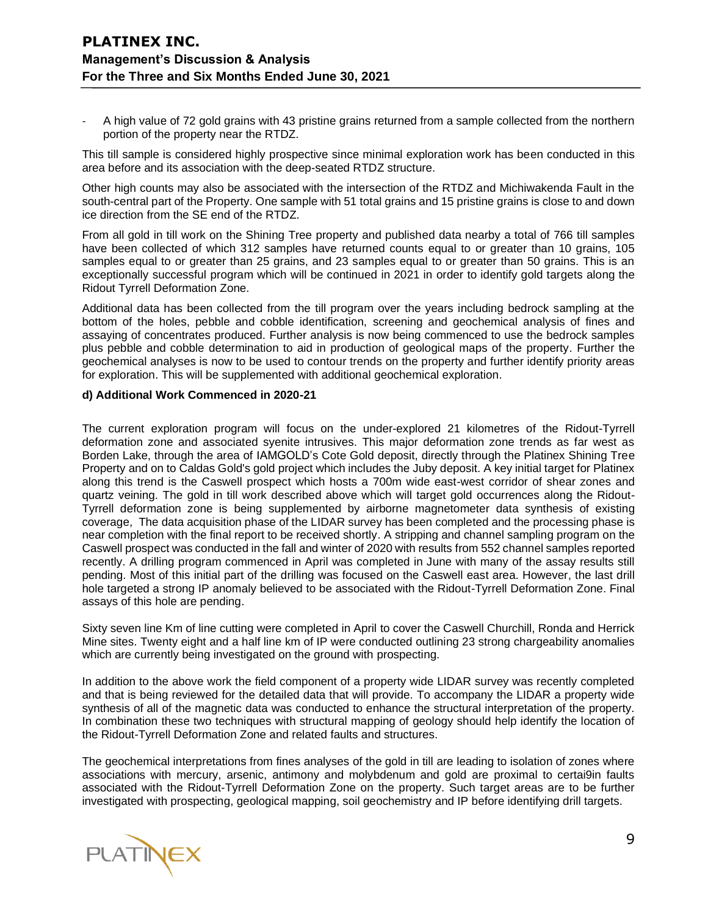- A high value of 72 gold grains with 43 pristine grains returned from a sample collected from the northern portion of the property near the RTDZ.

This till sample is considered highly prospective since minimal exploration work has been conducted in this area before and its association with the deep-seated RTDZ structure.

Other high counts may also be associated with the intersection of the RTDZ and Michiwakenda Fault in the south-central part of the Property. One sample with 51 total grains and 15 pristine grains is close to and down ice direction from the SE end of the RTDZ.

From all gold in till work on the Shining Tree property and published data nearby a total of 766 till samples have been collected of which 312 samples have returned counts equal to or greater than 10 grains, 105 samples equal to or greater than 25 grains, and 23 samples equal to or greater than 50 grains. This is an exceptionally successful program which will be continued in 2021 in order to identify gold targets along the Ridout Tyrrell Deformation Zone.

Additional data has been collected from the till program over the years including bedrock sampling at the bottom of the holes, pebble and cobble identification, screening and geochemical analysis of fines and assaying of concentrates produced. Further analysis is now being commenced to use the bedrock samples plus pebble and cobble determination to aid in production of geological maps of the property. Further the geochemical analyses is now to be used to contour trends on the property and further identify priority areas for exploration. This will be supplemented with additional geochemical exploration.

**d) Additional Work Commenced in 2020-21**

The current exploration program will focus on the under-explored 21 kilometres of the Ridout-Tyrrell deformation zone and associated syenite intrusives. This major deformation zone trends as far west as Borden Lake, through the area of IAMGOLD's Cote Gold deposit, directly through the Platinex Shining Tree Property and on to Caldas Gold's gold project which includes the Juby deposit. A key initial target for Platinex along this trend is the Caswell prospect which hosts a 700m wide east-west corridor of shear zones and quartz veining. The gold in till work described above which will target gold occurrences along the Ridout-Tyrrell deformation zone is being supplemented by airborne magnetometer data synthesis of existing coverage, The data acquisition phase of the LIDAR survey has been completed and the processing phase is near completion with the final report to be received shortly. A stripping and channel sampling program on the Caswell prospect was conducted in the fall and winter of 2020 with results from 552 channel samples reported recently. A drilling program commenced in April was completed in June with many of the assay results still pending. Most of this initial part of the drilling was focused on the Caswell east area. However, the last drill hole targeted a strong IP anomaly believed to be associated with the Ridout-Tyrrell Deformation Zone. Final assays of this hole are pending.

Sixty seven line Km of line cutting were completed in April to cover the Caswell Churchill, Ronda and Herrick Mine sites. Twenty eight and a half line km of IP were conducted outlining 23 strong chargeability anomalies which are currently being investigated on the ground with prospecting.

In addition to the above work the field component of a property wide LIDAR survey was recently completed and that is being reviewed for the detailed data that will provide. To accompany the LIDAR a property wide synthesis of all of the magnetic data was conducted to enhance the structural interpretation of the property. In combination these two techniques with structural mapping of geology should help identify the location of the Ridout-Tyrrell Deformation Zone and related faults and structures.

The geochemical interpretations from fines analyses of the gold in till are leading to isolation of zones where associations with mercury, arsenic, antimony and molybdenum and gold are proximal to certai9in faults associated with the Ridout-Tyrrell Deformation Zone on the property. Such target areas are to be further investigated with prospecting, geological mapping, soil geochemistry and IP before identifying drill targets.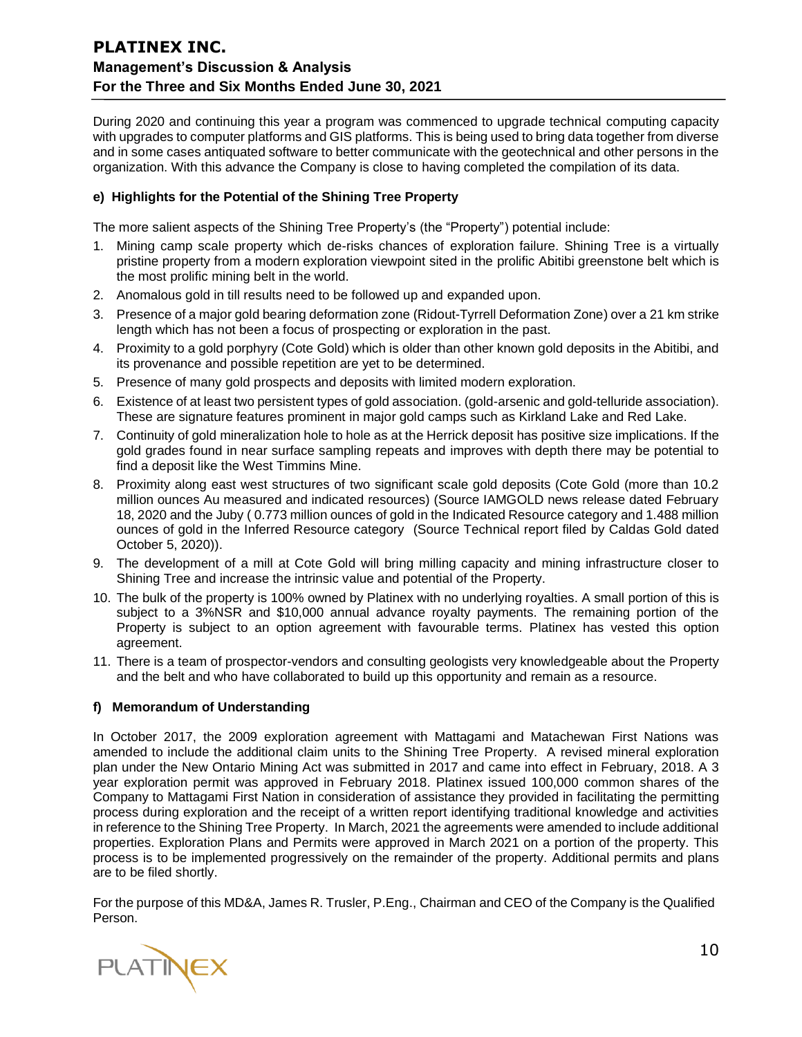During 2020 and continuing this year a program was commenced to upgrade technical computing capacity with upgrades to computer platforms and GIS platforms. This is being used to bring data together from diverse and in some cases antiquated software to better communicate with the geotechnical and other persons in the organization. With this advance the Company is close to having completed the compilation of its data.

### e) Highlights for the Potential of the Shining Tree Property

The more salient aspects of the Shining Tree Property's (the "Property") potential include:

1. Mining camp scale property which de-risks chances of exploration failure. Shining Tree is a virtually pristine property from a modern exploration viewpoint sited in the prolific Abitibi greenstone belt which is the most prolific mining belt in the world.
2. Anomalous gold in till results need to be followed up and expanded upon.
3. Presence of a major gold bearing deformation zone (Ridout-Tyrrell Deformation Zone) over a 21 km strike length which has not been a focus of prospecting or exploration in the past.
4. Proximity to a gold porphyry (Cote Gold) which is older than other known gold deposits in the Abitibi, and its provenance and possible repetition are yet to be determined.
5. Presence of many gold prospects and deposits with limited modern exploration.
6. Existence of at least two persistent types of gold association. (gold-arsenic and gold-telluride association). These are signature features prominent in major gold camps such as Kirkland Lake and Red Lake.
7. Continuity of gold mineralization hole to hole as at the Herrick deposit has positive size implications. If the gold grades found in near surface sampling repeats and improves with depth there may be potential to find a deposit like the West Timmins Mine.
8. Proximity along east west structures of two significant scale gold deposits (Cote Gold (more than 10.2 million ounces Au measured and indicated resources) (Source IAMGOLD news release dated February 18, 2020 and the Juby ( 0.773 million ounces of gold in the Indicated Resource category and 1.488 million ounces of gold in the Inferred Resource category (Source Technical report filed by Caldas Gold dated October 5, 2020)).
9. The development of a mill at Cote Gold will bring milling capacity and mining infrastructure closer to Shining Tree and increase the intrinsic value and potential of the Property.
10. The bulk of the property is 100% owned by Platinex with no underlying royalties. A small portion of this is subject to a 3%NSR and $10,000 annual advance royalty payments. The remaining portion of the Property is subject to an option agreement with favourable terms. Platinex has vested this option agreement.
11. There is a team of prospector-vendors and consulting geologists very knowledgeable about the Property and the belt and who have collaborated to build up this opportunity and remain as a resource.

### f) Memorandum of Understanding

In October 2017, the 2009 exploration agreement with Mattagami and Matachewan First Nations was amended to include the additional claim units to the Shining Tree Property. A revised mineral exploration plan under the New Ontario Mining Act was submitted in 2017 and came into effect in February, 2018. A 3 year exploration permit was approved in February 2018. Platinex issued 100,000 common shares of the Company to Mattagami First Nation in consideration of assistance they provided in facilitating the permitting process during exploration and the receipt of a written report identifying traditional knowledge and activities in reference to the Shining Tree Property. In March, 2021 the agreements were amended to include additional properties. Exploration Plans and Permits were approved in March 2021 on a portion of the property. This process is to be implemented progressively on the remainder of the property. Additional permits and plans are to be filed shortly.

For the purpose of this MD&A, James R. Trusler, P.Eng., Chairman and CEO of the Company is the Qualified Person.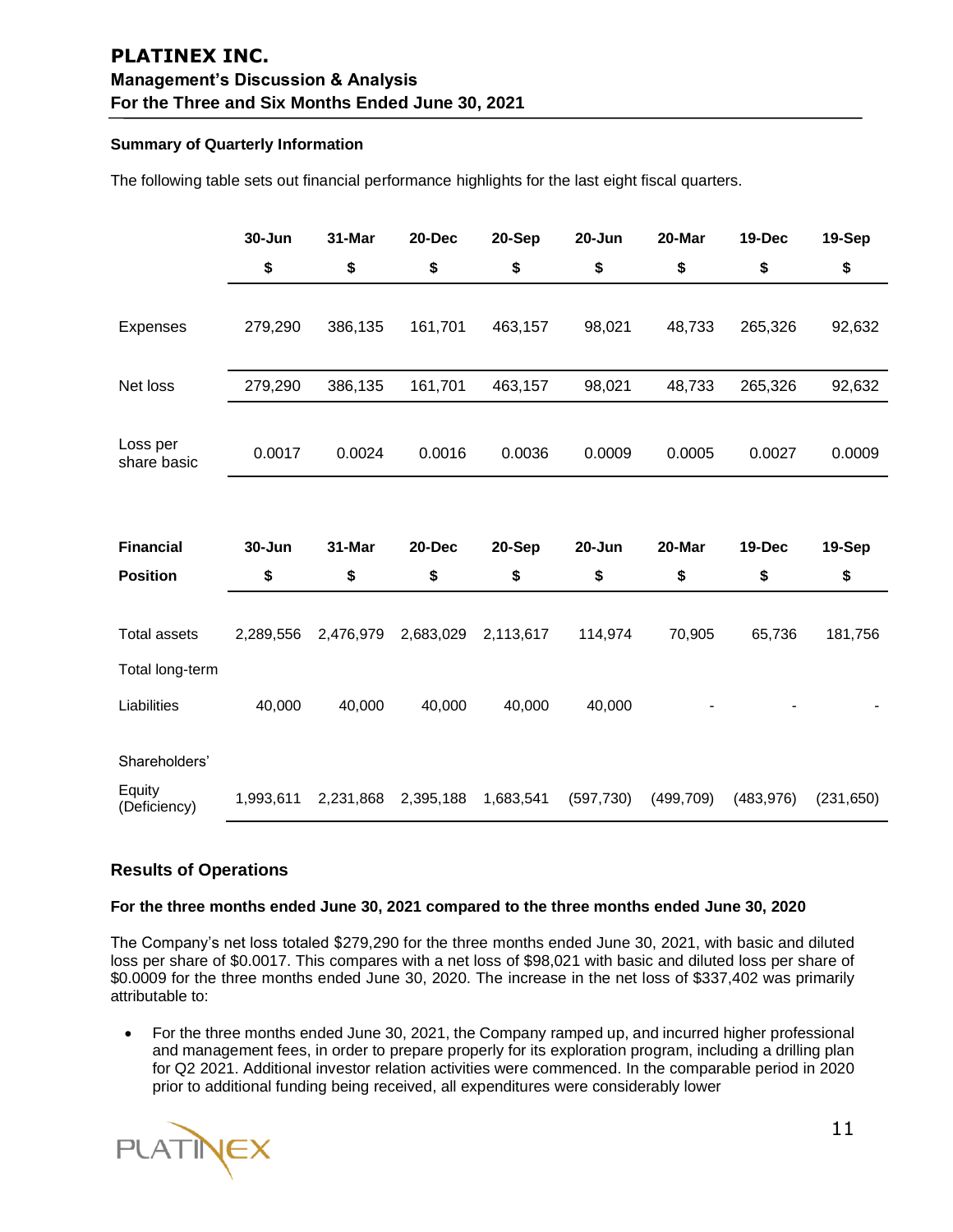### Summary of Quarterly Information

The following table sets out financial performance highlights for the last eight fiscal quarters.

| | 30-Jun | 31-Mar | 20-Dec | 20-Sep | 20-Jun | 20-Mar | 19-Dec | 19-Sep |
|---|---|---|---|---|---|---|---|---|
| | $ | $ | $ | $ | $ | $ | $ | $ |
| Expenses | 279,290 | 386,135 | 161,701 | 463,157 | 98,021 | 48,733 | 265,326 | 92,632 |
| Net loss | 279,290 | 386,135 | 161,701 | 463,157 | 98,021 | 48,733 | 265,326 | 92,632 |
| Loss per share basic | 0.0017 | 0.0024 | 0.0016 | 0.0036 | 0.0009 | 0.0005 | 0.0027 | 0.0009 |

| **Financial Position** | 30-Jun | 31-Mar | 20-Dec | 20-Sep | 20-Jun | 20-Mar | 19-Dec | 19-Sep |
|---|---|---|---|---|---|---|---|---|
| | $ | $ | $ | $ | $ | $ | $ | $ |
| Total assets | 2,289,556 | 2,476,979 | 2,683,029 | 2,113,617 | 114,974 | 70,905 | 65,736 | 181,756 |
| Total long-term Liabilities | 40,000 | 40,000 | 40,000 | 40,000 | 40,000 | - | - | - |
| Shareholders' Equity (Deficiency) | 1,993,611 | 2,231,868 | 2,395,188 | 1,683,541 | (597,730) | (499,709) | (483,976) | (231,650) |

## Results of Operations

**For the three months ended June 30, 2021 compared to the three months ended June 30, 2020**

The Company's net loss totaled $279,290 for the three months ended June 30, 2021, with basic and diluted loss per share of $0.0017. This compares with a net loss of $98,021 with basic and diluted loss per share of $0.0009 for the three months ended June 30, 2020. The increase in the net loss of $337,402 was primarily attributable to:

- For the three months ended June 30, 2021, the Company ramped up, and incurred higher professional and management fees, in order to prepare properly for its exploration program, including a drilling plan for Q2 2021. Additional investor relation activities were commenced. In the comparable period in 2020 prior to additional funding being received, all expenditures were considerably lower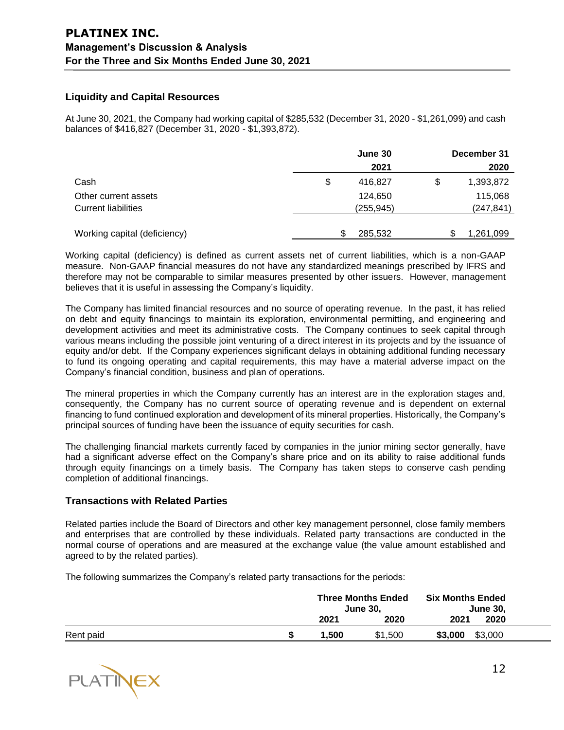## Liquidity and Capital Resources

At June 30, 2021, the Company had working capital of $285,532 (December 31, 2020 - $1,261,099) and cash balances of $416,827 (December 31, 2020 - $1,393,872).

| | June 30 2021 | December 31 2020 |
|---|---|---|
| Cash | $ 416,827 | $ 1,393,872 |
| Other current assets | 124,650 | 115,068 |
| Current liabilities | (255,945) | (247,841) |
| Working capital (deficiency) | $ 285,532 | $ 1,261,099 |

Working capital (deficiency) is defined as current assets net of current liabilities, which is a non-GAAP measure. Non-GAAP financial measures do not have any standardized meanings prescribed by IFRS and therefore may not be comparable to similar measures presented by other issuers. However, management believes that it is useful in assessing the Company's liquidity.

The Company has limited financial resources and no source of operating revenue. In the past, it has relied on debt and equity financings to maintain its exploration, environmental permitting, and engineering and development activities and meet its administrative costs. The Company continues to seek capital through various means including the possible joint venturing of a direct interest in its projects and by the issuance of equity and/or debt. If the Company experiences significant delays in obtaining additional funding necessary to fund its ongoing operating and capital requirements, this may have a material adverse impact on the Company's financial condition, business and plan of operations.

The mineral properties in which the Company currently has an interest are in the exploration stages and, consequently, the Company has no current source of operating revenue and is dependent on external financing to fund continued exploration and development of its mineral properties. Historically, the Company's principal sources of funding have been the issuance of equity securities for cash.

The challenging financial markets currently faced by companies in the junior mining sector generally, have had a significant adverse effect on the Company's share price and on its ability to raise additional funds through equity financings on a timely basis. The Company has taken steps to conserve cash pending completion of additional financings.

## Transactions with Related Parties

Related parties include the Board of Directors and other key management personnel, close family members and enterprises that are controlled by these individuals. Related party transactions are conducted in the normal course of operations and are measured at the exchange value (the value amount established and agreed to by the related parties).

The following summarizes the Company's related party transactions for the periods:

| | Three Months Ended June 30, | | Six Months Ended June 30, | |
|---|---|---|---|---|
| | **2021** | **2020** | **2021** | **2020** |
| Rent paid | **$ 1,500** | $1,500 | **$3,000** | $3,000 |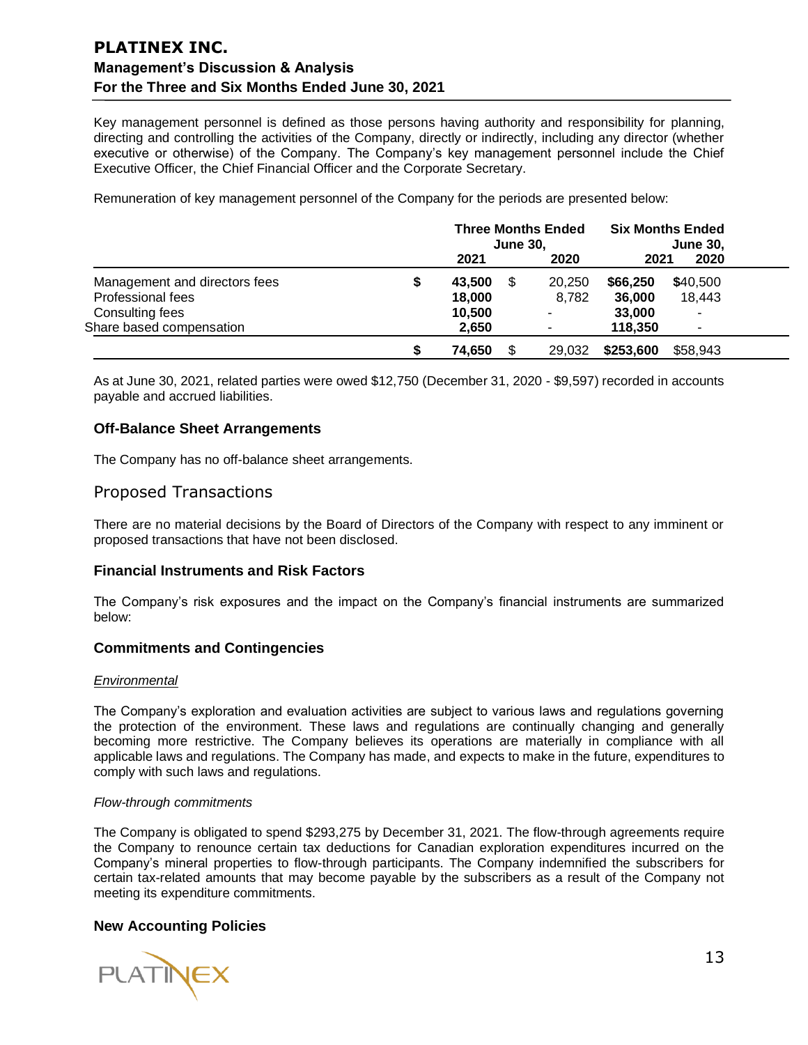Key management personnel is defined as those persons having authority and responsibility for planning, directing and controlling the activities of the Company, directly or indirectly, including any director (whether executive or otherwise) of the Company. The Company's key management personnel include the Chief Executive Officer, the Chief Financial Officer and the Corporate Secretary.

Remuneration of key management personnel of the Company for the periods are presented below:

| | Three Months Ended June 30, | | Six Months Ended June 30, | |
|---|---|---|---|---|
| | **2021** | 2020 | **2021** | 2020 |
| Management and directors fees | $ **43,500** | $ 20,250 | **$66,250** | $40,500 |
| Professional fees | **18,000** | 8,782 | **36,000** | 18,443 |
| Consulting fees | **10,500** | - | **33,000** | - |
| Share based compensation | **2,650** | - | **118,350** | - |
| | $ **74,650** | $ 29,032 | **$253,600** | $58,943 |

As at June 30, 2021, related parties were owed $12,750 (December 31, 2020 - $9,597) recorded in accounts payable and accrued liabilities.

### Off-Balance Sheet Arrangements

The Company has no off-balance sheet arrangements.

## Proposed Transactions

There are no material decisions by the Board of Directors of the Company with respect to any imminent or proposed transactions that have not been disclosed.

### Financial Instruments and Risk Factors

The Company's risk exposures and the impact on the Company's financial instruments are summarized below:

### Commitments and Contingencies

*Environmental*

The Company's exploration and evaluation activities are subject to various laws and regulations governing the protection of the environment. These laws and regulations are continually changing and generally becoming more restrictive. The Company believes its operations are materially in compliance with all applicable laws and regulations. The Company has made, and expects to make in the future, expenditures to comply with such laws and regulations.

*Flow-through commitments*

The Company is obligated to spend $293,275 by December 31, 2021. The flow-through agreements require the Company to renounce certain tax deductions for Canadian exploration expenditures incurred on the Company's mineral properties to flow-through participants. The Company indemnified the subscribers for certain tax-related amounts that may become payable by the subscribers as a result of the Company not meeting its expenditure commitments.

### New Accounting Policies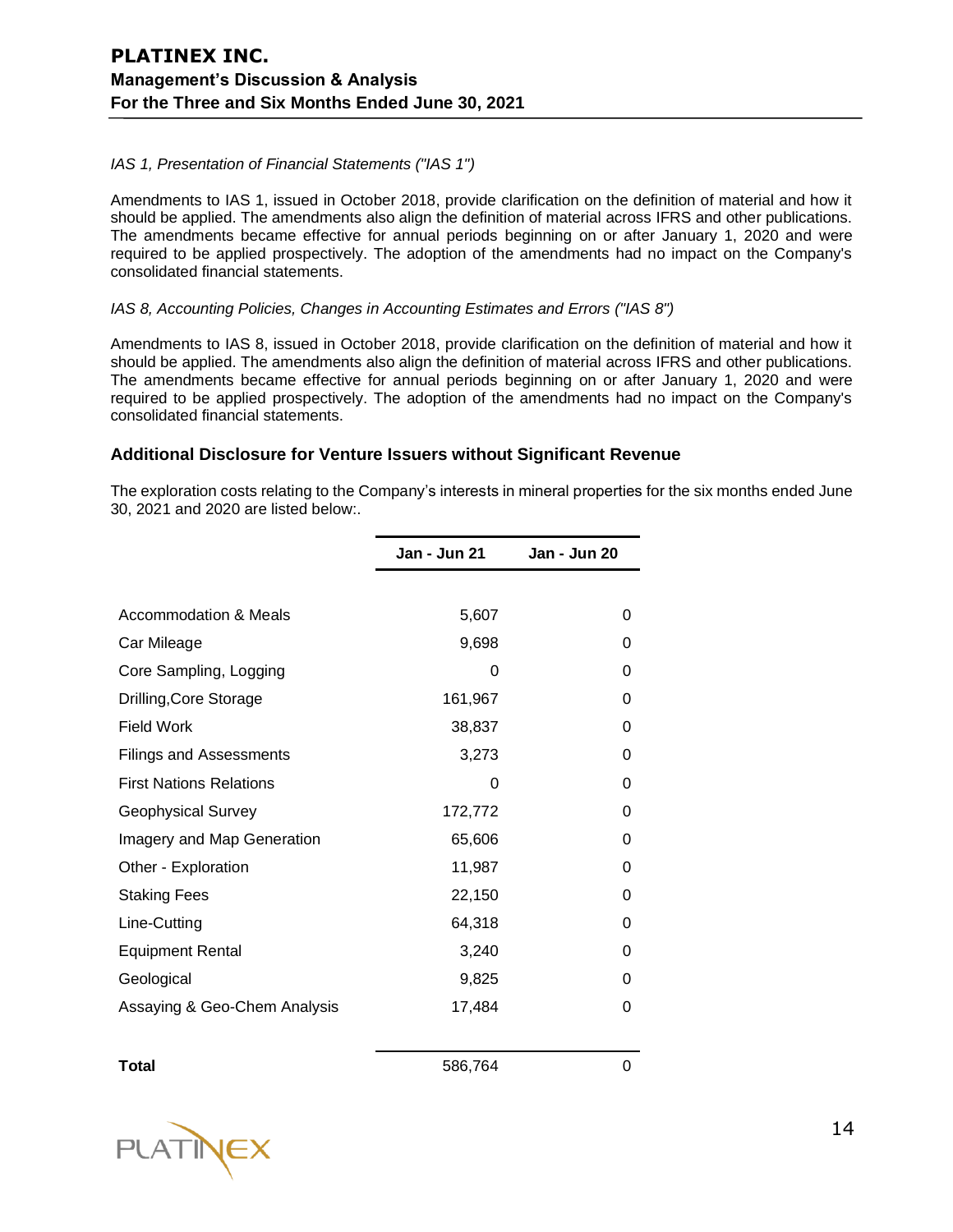*IAS 1, Presentation of Financial Statements ("IAS 1")*

Amendments to IAS 1, issued in October 2018, provide clarification on the definition of material and how it should be applied. The amendments also align the definition of material across IFRS and other publications. The amendments became effective for annual periods beginning on or after January 1, 2020 and were required to be applied prospectively. The adoption of the amendments had no impact on the Company's consolidated financial statements.

*IAS 8, Accounting Policies, Changes in Accounting Estimates and Errors ("IAS 8")*

Amendments to IAS 8, issued in October 2018, provide clarification on the definition of material and how it should be applied. The amendments also align the definition of material across IFRS and other publications. The amendments became effective for annual periods beginning on or after January 1, 2020 and were required to be applied prospectively. The adoption of the amendments had no impact on the Company's consolidated financial statements.

### Additional Disclosure for Venture Issuers without Significant Revenue

The exploration costs relating to the Company's interests in mineral properties for the six months ended June 30, 2021 and 2020 are listed below:.

| | Jan - Jun 21 | Jan - Jun 20 |
|---|---|---|
| Accommodation & Meals | 5,607 | 0 |
| Car Mileage | 9,698 | 0 |
| Core Sampling, Logging | 0 | 0 |
| Drilling,Core Storage | 161,967 | 0 |
| Field Work | 38,837 | 0 |
| Filings and Assessments | 3,273 | 0 |
| First Nations Relations | 0 | 0 |
| Geophysical Survey | 172,772 | 0 |
| Imagery and Map Generation | 65,606 | 0 |
| Other - Exploration | 11,987 | 0 |
| Staking Fees | 22,150 | 0 |
| Line-Cutting | 64,318 | 0 |
| Equipment Rental | 3,240 | 0 |
| Geological | 9,825 | 0 |
| Assaying & Geo-Chem Analysis | 17,484 | 0 |
| **Total** | 586,764 | 0 |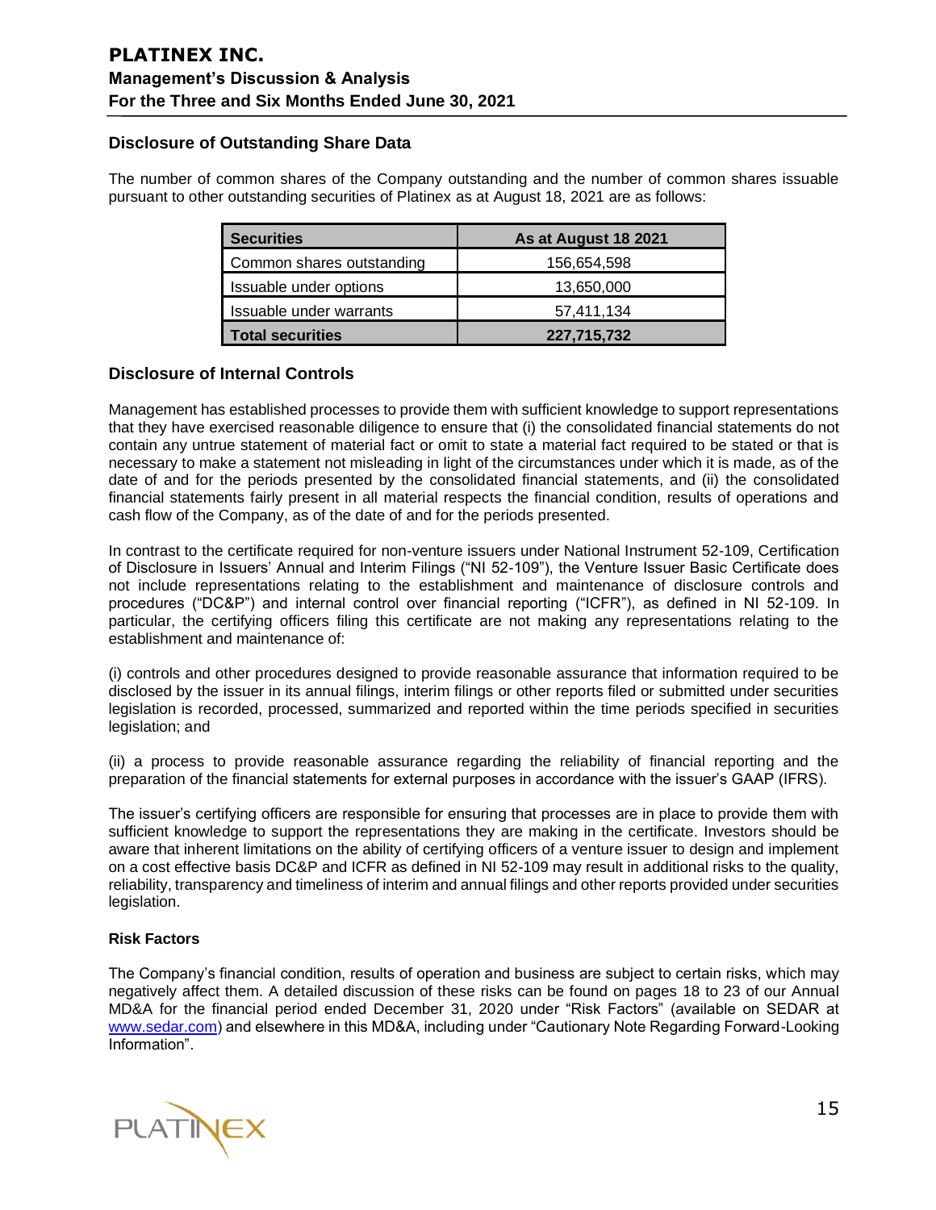## Disclosure of Outstanding Share Data

The number of common shares of the Company outstanding and the number of common shares issuable pursuant to other outstanding securities of Platinex as at August 18, 2021 are as follows:

| Securities | As at August 18 2021 |
|---|---|
| Common shares outstanding | 156,654,598 |
| Issuable under options | 13,650,000 |
| Issuable under warrants | 57,411,134 |
| **Total securities** | **227,715,732** |

## Disclosure of Internal Controls

Management has established processes to provide them with sufficient knowledge to support representations that they have exercised reasonable diligence to ensure that (i) the consolidated financial statements do not contain any untrue statement of material fact or omit to state a material fact required to be stated or that is necessary to make a statement not misleading in light of the circumstances under which it is made, as of the date of and for the periods presented by the consolidated financial statements, and (ii) the consolidated financial statements fairly present in all material respects the financial condition, results of operations and cash flow of the Company, as of the date of and for the periods presented.

In contrast to the certificate required for non-venture issuers under National Instrument 52-109, Certification of Disclosure in Issuers' Annual and Interim Filings ("NI 52-109"), the Venture Issuer Basic Certificate does not include representations relating to the establishment and maintenance of disclosure controls and procedures ("DC&P") and internal control over financial reporting ("ICFR"), as defined in NI 52-109. In particular, the certifying officers filing this certificate are not making any representations relating to the establishment and maintenance of:

(i) controls and other procedures designed to provide reasonable assurance that information required to be disclosed by the issuer in its annual filings, interim filings or other reports filed or submitted under securities legislation is recorded, processed, summarized and reported within the time periods specified in securities legislation; and

(ii) a process to provide reasonable assurance regarding the reliability of financial reporting and the preparation of the financial statements for external purposes in accordance with the issuer's GAAP (IFRS).

The issuer's certifying officers are responsible for ensuring that processes are in place to provide them with sufficient knowledge to support the representations they are making in the certificate. Investors should be aware that inherent limitations on the ability of certifying officers of a venture issuer to design and implement on a cost effective basis DC&P and ICFR as defined in NI 52-109 may result in additional risks to the quality, reliability, transparency and timeliness of interim and annual filings and other reports provided under securities legislation.

### Risk Factors

The Company's financial condition, results of operation and business are subject to certain risks, which may negatively affect them. A detailed discussion of these risks can be found on pages 18 to 23 of our Annual MD&A for the financial period ended December 31, 2020 under "Risk Factors" (available on SEDAR at www.sedar.com) and elsewhere in this MD&A, including under "Cautionary Note Regarding Forward-Looking Information".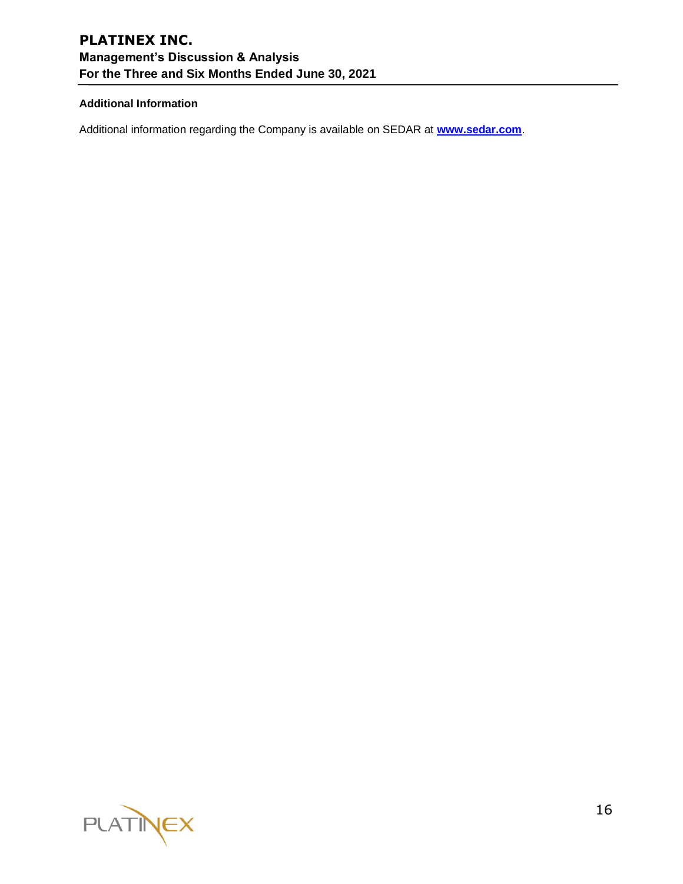### Additional Information

Additional information regarding the Company is available on SEDAR at **www.sedar.com**.